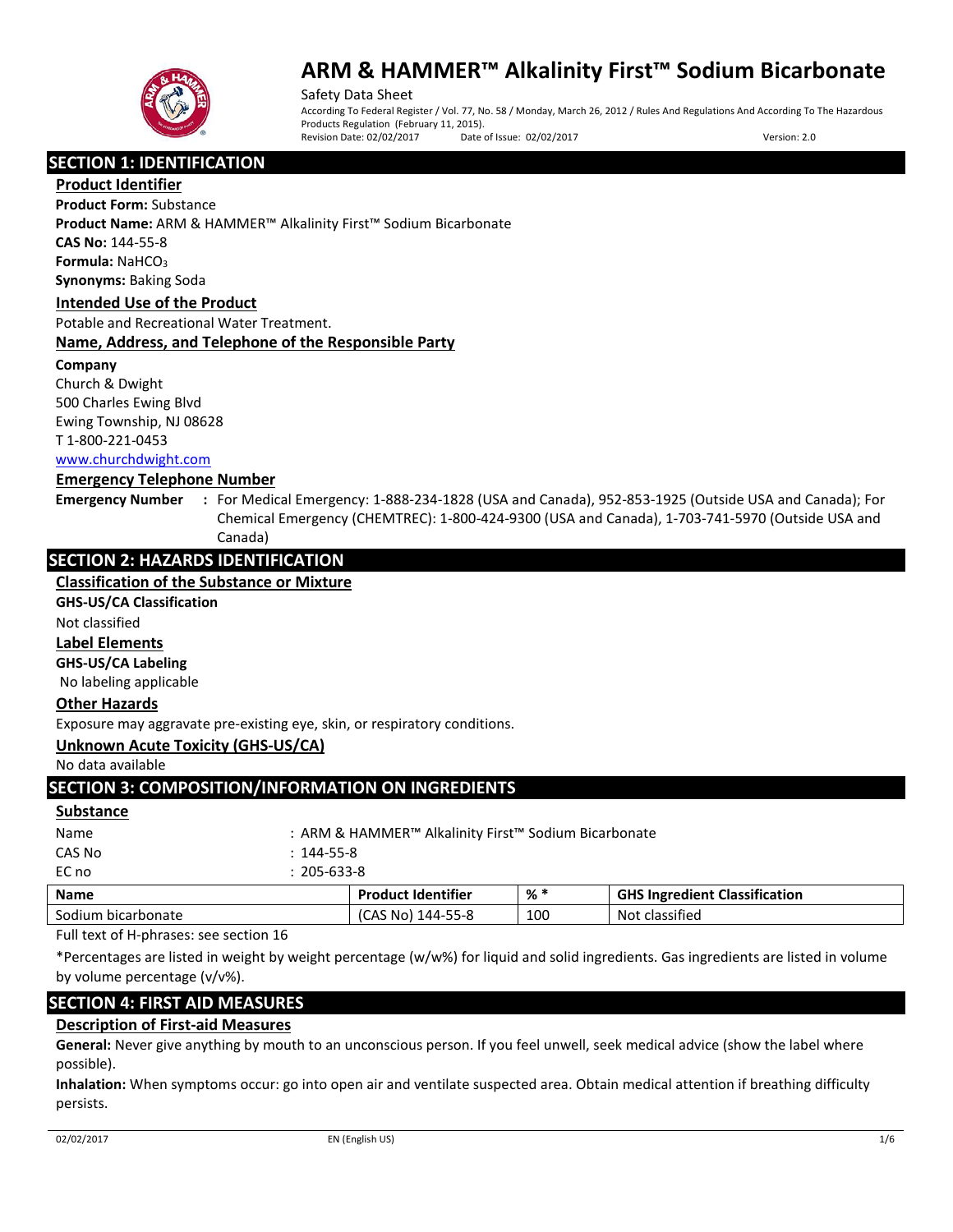# ARM & HAMMER™ Alkalinity First™ Sodium Bicarbonate

Safety Data Sheet

According To Federal Register / Vol. 77, No. 58 / Monday, March 26, 2012 / Rules And Regulations And According To The Hazardous Products Regulation (February 11, 2015).

Revision Date: 02/02/2017 Date of Issue: 02/02/2017 Version: 2.0

## SECTION 1: IDENTIFICATION

### Product Identifier

**Product Form:** Substance

**Product Name:** ARM & HAMMER™ Alkalinity First™ Sodium Bicarbonate

**CAS No:** 144-55-8

**Formula:** $NaHCO_3$

**Synonyms:** Baking Soda

### Intended Use of the Product

Potable and Recreational Water Treatment.

### Name, Address, and Telephone of the Responsible Party

**Company**

Church & Dwight
500 Charles Ewing Blvd
Ewing Township, NJ 08628
T 1-800-221-0453
www.churchdwight.com

### Emergency Telephone Number

**Emergency Number :** For Medical Emergency: 1-888-234-1828 (USA and Canada), 952-853-1925 (Outside USA and Canada); For Chemical Emergency (CHEMTREC): 1-800-424-9300 (USA and Canada), 1-703-741-5970 (Outside USA and Canada)

## SECTION 2: HAZARDS IDENTIFICATION

### Classification of the Substance or Mixture

**GHS-US/CA Classification**

Not classified

### Label Elements

**GHS-US/CA Labeling**

No labeling applicable

### Other Hazards

Exposure may aggravate pre-existing eye, skin, or respiratory conditions.

### Unknown Acute Toxicity (GHS-US/CA)

No data available

## SECTION 3: COMPOSITION/INFORMATION ON INGREDIENTS

### Substance

Name : ARM & HAMMER™ Alkalinity First™ Sodium Bicarbonate

CAS No : 144-55-8

EC no : 205-633-8

| Name | Product Identifier | % * | GHS Ingredient Classification |
|---|---|---|---|
| Sodium bicarbonate | (CAS No) 144-55-8 | 100 | Not classified |

Full text of H-phrases: see section 16

*Percentages are listed in weight by weight percentage (w/w%) for liquid and solid ingredients. Gas ingredients are listed in volume by volume percentage (v/v%).

## SECTION 4: FIRST AID MEASURES

### Description of First-aid Measures

**General:** Never give anything by mouth to an unconscious person. If you feel unwell, seek medical advice (show the label where possible).

**Inhalation:** When symptoms occur: go into open air and ventilate suspected area. Obtain medical attention if breathing difficulty persists.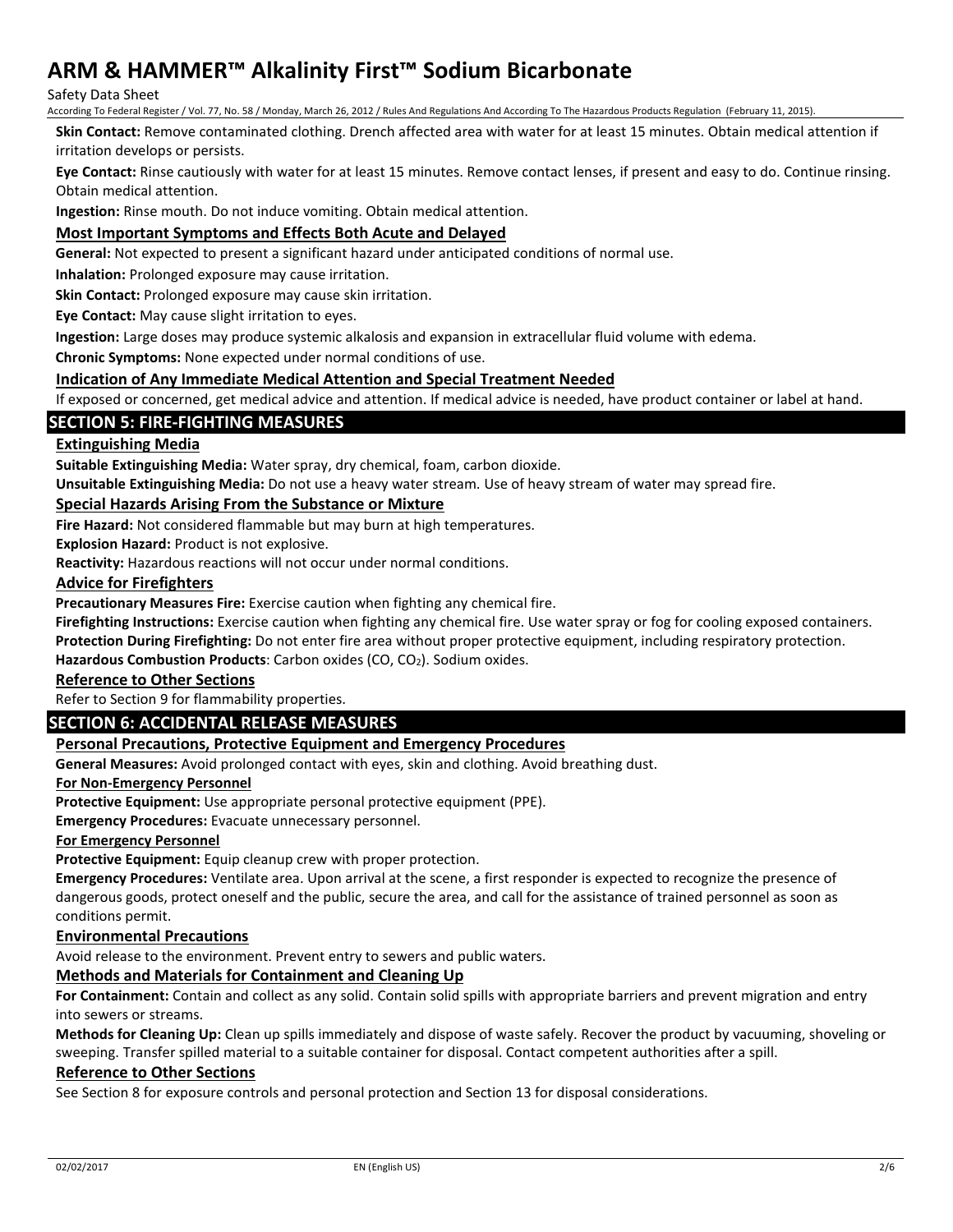**Skin Contact:** Remove contaminated clothing. Drench affected area with water for at least 15 minutes. Obtain medical attention if irritation develops or persists.

**Eye Contact:** Rinse cautiously with water for at least 15 minutes. Remove contact lenses, if present and easy to do. Continue rinsing. Obtain medical attention.

**Ingestion:** Rinse mouth. Do not induce vomiting. Obtain medical attention.

### Most Important Symptoms and Effects Both Acute and Delayed

**General:** Not expected to present a significant hazard under anticipated conditions of normal use.

**Inhalation:** Prolonged exposure may cause irritation.

**Skin Contact:** Prolonged exposure may cause skin irritation.

**Eye Contact:** May cause slight irritation to eyes.

**Ingestion:** Large doses may produce systemic alkalosis and expansion in extracellular fluid volume with edema.

**Chronic Symptoms:** None expected under normal conditions of use.

### Indication of Any Immediate Medical Attention and Special Treatment Needed

If exposed or concerned, get medical advice and attention. If medical advice is needed, have product container or label at hand.

## SECTION 5: FIRE-FIGHTING MEASURES

### Extinguishing Media

**Suitable Extinguishing Media:** Water spray, dry chemical, foam, carbon dioxide.

**Unsuitable Extinguishing Media:** Do not use a heavy water stream. Use of heavy stream of water may spread fire.

### Special Hazards Arising From the Substance or Mixture

**Fire Hazard:** Not considered flammable but may burn at high temperatures.

**Explosion Hazard:** Product is not explosive.

**Reactivity:** Hazardous reactions will not occur under normal conditions.

### Advice for Firefighters

**Precautionary Measures Fire:** Exercise caution when fighting any chemical fire.

**Firefighting Instructions:** Exercise caution when fighting any chemical fire. Use water spray or fog for cooling exposed containers.

**Protection During Firefighting:** Do not enter fire area without proper protective equipment, including respiratory protection.

**Hazardous Combustion Products**: Carbon oxides (CO, $CO_2$). Sodium oxides.

### Reference to Other Sections

Refer to Section 9 for flammability properties.

## SECTION 6: ACCIDENTAL RELEASE MEASURES

### Personal Precautions, Protective Equipment and Emergency Procedures

**General Measures:** Avoid prolonged contact with eyes, skin and clothing. Avoid breathing dust.

**For Non-Emergency Personnel**

**Protective Equipment:** Use appropriate personal protective equipment (PPE).

**Emergency Procedures:** Evacuate unnecessary personnel.

**For Emergency Personnel**

**Protective Equipment:** Equip cleanup crew with proper protection.

**Emergency Procedures:** Ventilate area. Upon arrival at the scene, a first responder is expected to recognize the presence of dangerous goods, protect oneself and the public, secure the area, and call for the assistance of trained personnel as soon as conditions permit.

### Environmental Precautions

Avoid release to the environment. Prevent entry to sewers and public waters.

### Methods and Materials for Containment and Cleaning Up

**For Containment:** Contain and collect as any solid. Contain solid spills with appropriate barriers and prevent migration and entry into sewers or streams.

**Methods for Cleaning Up:** Clean up spills immediately and dispose of waste safely. Recover the product by vacuuming, shoveling or sweeping. Transfer spilled material to a suitable container for disposal. Contact competent authorities after a spill.

### Reference to Other Sections

See Section 8 for exposure controls and personal protection and Section 13 for disposal considerations.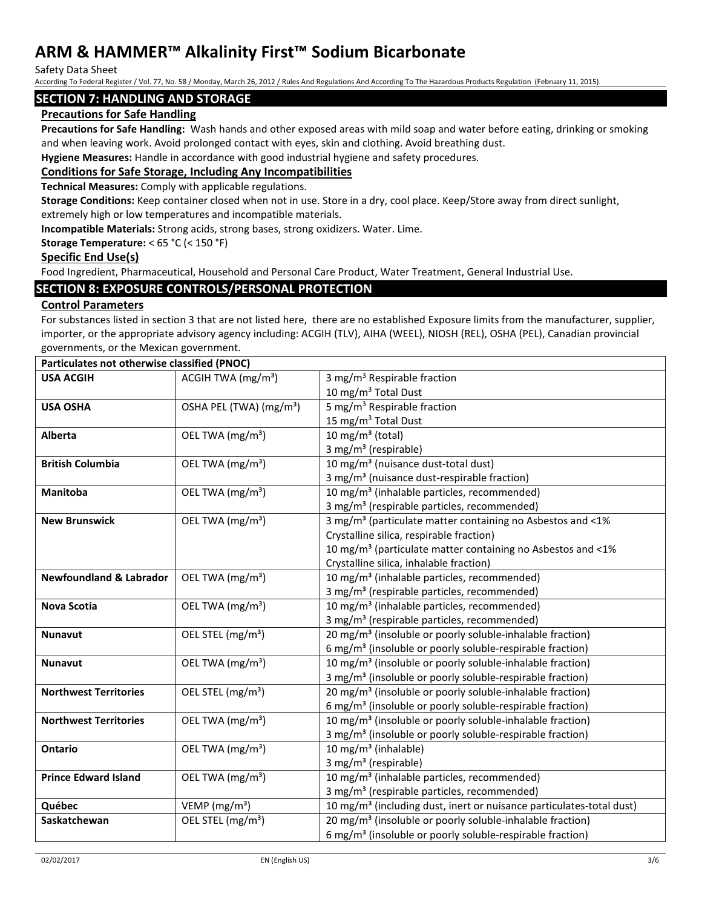## SECTION 7: HANDLING AND STORAGE

### Precautions for Safe Handling

**Precautions for Safe Handling:** Wash hands and other exposed areas with mild soap and water before eating, drinking or smoking and when leaving work. Avoid prolonged contact with eyes, skin and clothing. Avoid breathing dust.

**Hygiene Measures:** Handle in accordance with good industrial hygiene and safety procedures.

### Conditions for Safe Storage, Including Any Incompatibilities

**Technical Measures:** Comply with applicable regulations.

**Storage Conditions:** Keep container closed when not in use. Store in a dry, cool place. Keep/Store away from direct sunlight, extremely high or low temperatures and incompatible materials.

**Incompatible Materials:** Strong acids, strong bases, strong oxidizers. Water. Lime.

**Storage Temperature:** < 65 °C (< 150 °F)

### Specific End Use(s)

Food Ingredient, Pharmaceutical, Household and Personal Care Product, Water Treatment, General Industrial Use.

## SECTION 8: EXPOSURE CONTROLS/PERSONAL PROTECTION

### Control Parameters

For substances listed in section 3 that are not listed here, there are no established Exposure limits from the manufacturer, supplier, importer, or the appropriate advisory agency including: ACGIH (TLV), AIHA (WEEL), NIOSH (REL), OSHA (PEL), Canadian provincial governments, or the Mexican government.

| Particulates not otherwise classified (PNOC) | | |
|---|---|---|
| **USA ACGIH** | ACGIH TWA (mg/m³) | 3 mg/m³ Respirable fraction<br>10 mg/m³ Total Dust |
| **USA OSHA** | OSHA PEL (TWA) (mg/m³) | 5 mg/m³ Respirable fraction<br>15 mg/m³ Total Dust |
| **Alberta** | OEL TWA (mg/m³) | 10 mg/m³ (total)<br>3 mg/m³ (respirable) |
| **British Columbia** | OEL TWA (mg/m³) | 10 mg/m³ (nuisance dust-total dust)<br>3 mg/m³ (nuisance dust-respirable fraction) |
| **Manitoba** | OEL TWA (mg/m³) | 10 mg/m³ (inhalable particles, recommended)<br>3 mg/m³ (respirable particles, recommended) |
| **New Brunswick** | OEL TWA (mg/m³) | 3 mg/m³ (particulate matter containing no Asbestos and <1% Crystalline silica, respirable fraction)<br>10 mg/m³ (particulate matter containing no Asbestos and <1% Crystalline silica, inhalable fraction) |
| **Newfoundland & Labrador** | OEL TWA (mg/m³) | 10 mg/m³ (inhalable particles, recommended)<br>3 mg/m³ (respirable particles, recommended) |
| **Nova Scotia** | OEL TWA (mg/m³) | 10 mg/m³ (inhalable particles, recommended)<br>3 mg/m³ (respirable particles, recommended) |
| **Nunavut** | OEL STEL (mg/m³) | 20 mg/m³ (insoluble or poorly soluble-inhalable fraction)<br>6 mg/m³ (insoluble or poorly soluble-respirable fraction) |
| **Nunavut** | OEL TWA (mg/m³) | 10 mg/m³ (insoluble or poorly soluble-inhalable fraction)<br>3 mg/m³ (insoluble or poorly soluble-respirable fraction) |
| **Northwest Territories** | OEL STEL (mg/m³) | 20 mg/m³ (insoluble or poorly soluble-inhalable fraction)<br>6 mg/m³ (insoluble or poorly soluble-respirable fraction) |
| **Northwest Territories** | OEL TWA (mg/m³) | 10 mg/m³ (insoluble or poorly soluble-inhalable fraction)<br>3 mg/m³ (insoluble or poorly soluble-respirable fraction) |
| **Ontario** | OEL TWA (mg/m³) | 10 mg/m³ (inhalable)<br>3 mg/m³ (respirable) |
| **Prince Edward Island** | OEL TWA (mg/m³) | 10 mg/m³ (inhalable particles, recommended)<br>3 mg/m³ (respirable particles, recommended) |
| **Québec** | VEMP (mg/m³) | 10 mg/m³ (including dust, inert or nuisance particulates-total dust) |
| **Saskatchewan** | OEL STEL (mg/m³) | 20 mg/m³ (insoluble or poorly soluble-inhalable fraction)<br>6 mg/m³ (insoluble or poorly soluble-respirable fraction) |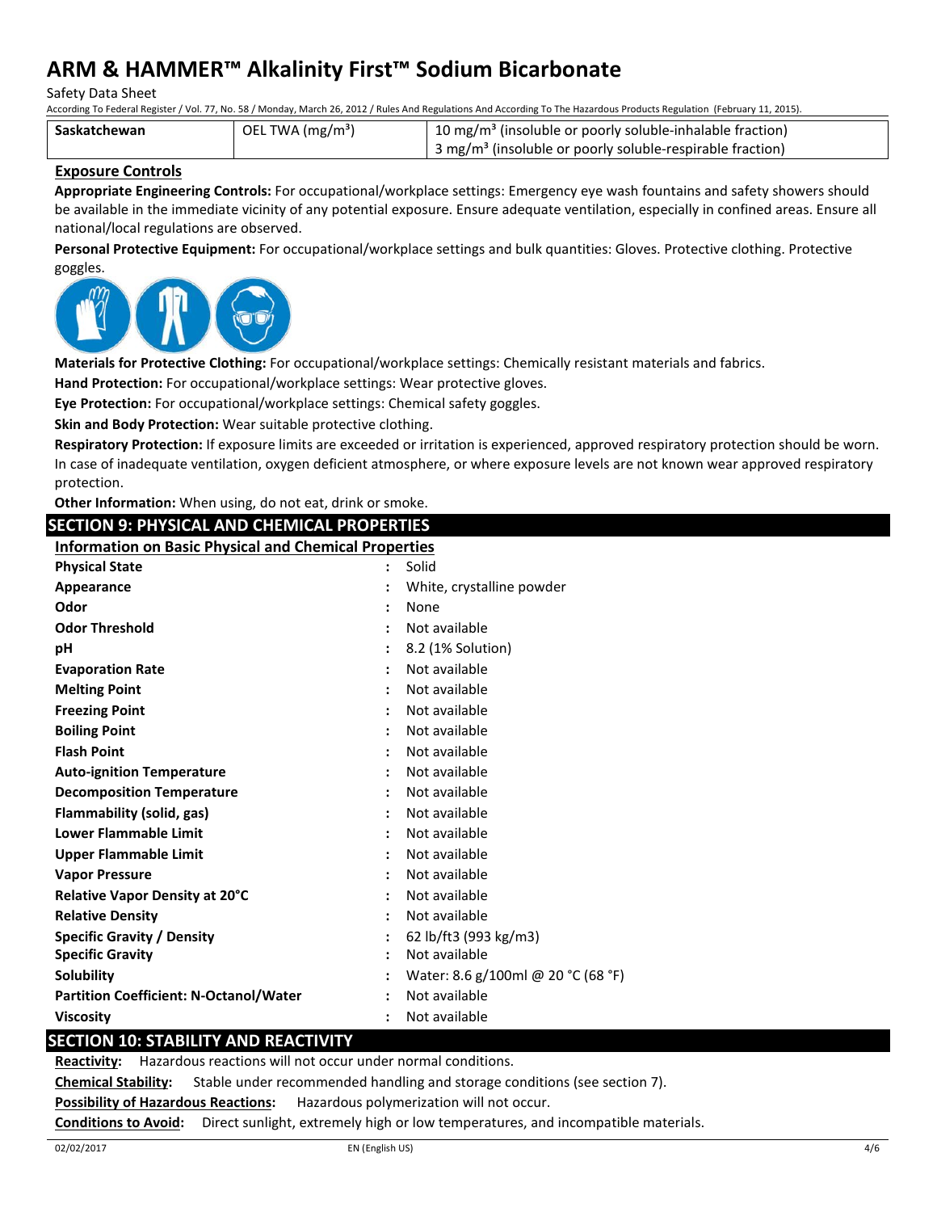| Saskatchewan | OEL TWA (mg/m³) | 10 mg/m³ (insoluble or poorly soluble-inhalable fraction)<br>3 mg/m³ (insoluble or poorly soluble-respirable fraction) |
|---|---|---|

### Exposure Controls

**Appropriate Engineering Controls:** For occupational/workplace settings: Emergency eye wash fountains and safety showers should be available in the immediate vicinity of any potential exposure. Ensure adequate ventilation, especially in confined areas. Ensure all national/local regulations are observed.

**Personal Protective Equipment:** For occupational/workplace settings and bulk quantities: Gloves. Protective clothing. Protective goggles.

**Materials for Protective Clothing:** For occupational/workplace settings: Chemically resistant materials and fabrics.

**Hand Protection:** For occupational/workplace settings: Wear protective gloves.

**Eye Protection:** For occupational/workplace settings: Chemical safety goggles.

**Skin and Body Protection:** Wear suitable protective clothing.

**Respiratory Protection:** If exposure limits are exceeded or irritation is experienced, approved respiratory protection should be worn. In case of inadequate ventilation, oxygen deficient atmosphere, or where exposure levels are not known wear approved respiratory protection.

**Other Information:** When using, do not eat, drink or smoke.

## SECTION 9: PHYSICAL AND CHEMICAL PROPERTIES

### Information on Basic Physical and Chemical Properties

| | | |
|---|---|---|
| **Physical State** | : | Solid |
| **Appearance** | : | White, crystalline powder |
| **Odor** | : | None |
| **Odor Threshold** | : | Not available |
| **pH** | : | 8.2 (1% Solution) |
| **Evaporation Rate** | : | Not available |
| **Melting Point** | : | Not available |
| **Freezing Point** | : | Not available |
| **Boiling Point** | : | Not available |
| **Flash Point** | : | Not available |
| **Auto-ignition Temperature** | : | Not available |
| **Decomposition Temperature** | : | Not available |
| **Flammability (solid, gas)** | : | Not available |
| **Lower Flammable Limit** | : | Not available |
| **Upper Flammable Limit** | : | Not available |
| **Vapor Pressure** | : | Not available |
| **Relative Vapor Density at 20°C** | : | Not available |
| **Relative Density** | : | Not available |
| **Specific Gravity / Density** | : | 62 lb/ft3 (993 kg/m3) |
| **Specific Gravity** | : | Not available |
| **Solubility** | : | Water: 8.6 g/100ml @ 20 °C (68 °F) |
| **Partition Coefficient: N-Octanol/Water** | : | Not available |
| **Viscosity** | : | Not available |

## SECTION 10: STABILITY AND REACTIVITY

**Reactivity:** Hazardous reactions will not occur under normal conditions.

**Chemical Stability:** Stable under recommended handling and storage conditions (see section 7).

**Possibility of Hazardous Reactions:** Hazardous polymerization will not occur.

**Conditions to Avoid:** Direct sunlight, extremely high or low temperatures, and incompatible materials.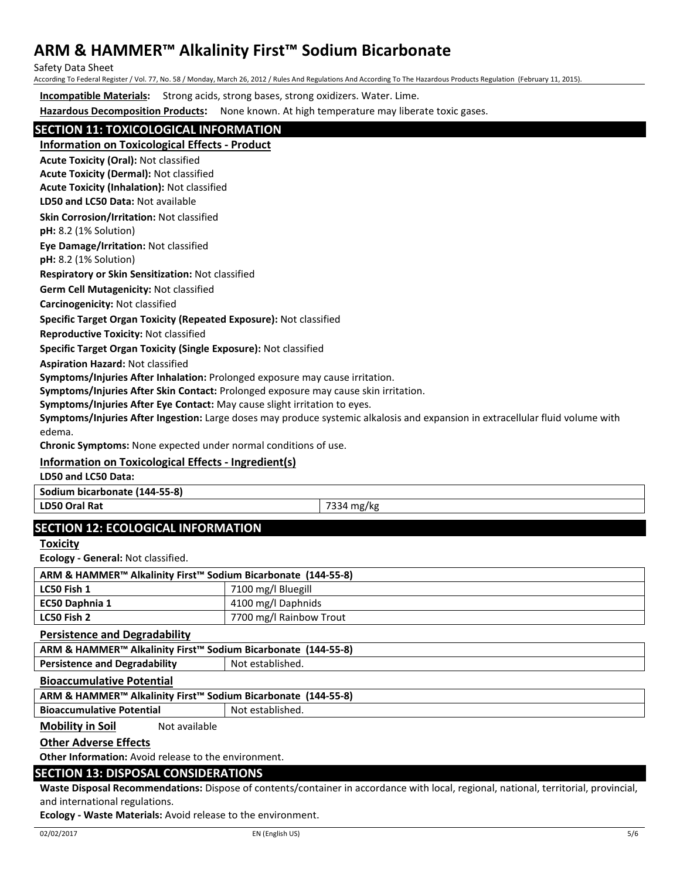**Incompatible Materials:** Strong acids, strong bases, strong oxidizers. Water. Lime.

**Hazardous Decomposition Products:** None known. At high temperature may liberate toxic gases.

## SECTION 11: TOXICOLOGICAL INFORMATION

### Information on Toxicological Effects - Product

**Acute Toxicity (Oral):** Not classified

**Acute Toxicity (Dermal):** Not classified

**Acute Toxicity (Inhalation):** Not classified

**LD50 and LC50 Data:** Not available

**Skin Corrosion/Irritation:** Not classified

**pH:** 8.2 (1% Solution)

**Eye Damage/Irritation:** Not classified

**pH:** 8.2 (1% Solution)

**Respiratory or Skin Sensitization:** Not classified

**Germ Cell Mutagenicity:** Not classified

**Carcinogenicity:** Not classified

**Specific Target Organ Toxicity (Repeated Exposure):** Not classified

**Reproductive Toxicity:** Not classified

**Specific Target Organ Toxicity (Single Exposure):** Not classified

**Aspiration Hazard:** Not classified

**Symptoms/Injuries After Inhalation:** Prolonged exposure may cause irritation.

**Symptoms/Injuries After Skin Contact:** Prolonged exposure may cause skin irritation.

**Symptoms/Injuries After Eye Contact:** May cause slight irritation to eyes.

**Symptoms/Injuries After Ingestion:** Large doses may produce systemic alkalosis and expansion in extracellular fluid volume with edema.

**Chronic Symptoms:** None expected under normal conditions of use.

### Information on Toxicological Effects - Ingredient(s)

**LD50 and LC50 Data:**

| Sodium bicarbonate (144-55-8) | |
|---|---|
| LD50 Oral Rat | 7334 mg/kg |

## SECTION 12: ECOLOGICAL INFORMATION

### Toxicity

**Ecology - General:** Not classified.

| ARM & HAMMER™ Alkalinity First™ Sodium Bicarbonate (144-55-8) | |
|---|---|
| LC50 Fish 1 | 7100 mg/l Bluegill |
| EC50 Daphnia 1 | 4100 mg/l Daphnids |
| LC50 Fish 2 | 7700 mg/l Rainbow Trout |

### Persistence and Degradability

| ARM & HAMMER™ Alkalinity First™ Sodium Bicarbonate (144-55-8) | |
|---|---|
| Persistence and Degradability | Not established. |

### Bioaccumulative Potential

| ARM & HAMMER™ Alkalinity First™ Sodium Bicarbonate (144-55-8) | |
|---|---|
| Bioaccumulative Potential | Not established. |

**Mobility in Soil** Not available

### Other Adverse Effects

**Other Information:** Avoid release to the environment.

## SECTION 13: DISPOSAL CONSIDERATIONS

**Waste Disposal Recommendations:** Dispose of contents/container in accordance with local, regional, national, territorial, provincial, and international regulations.

**Ecology - Waste Materials:** Avoid release to the environment.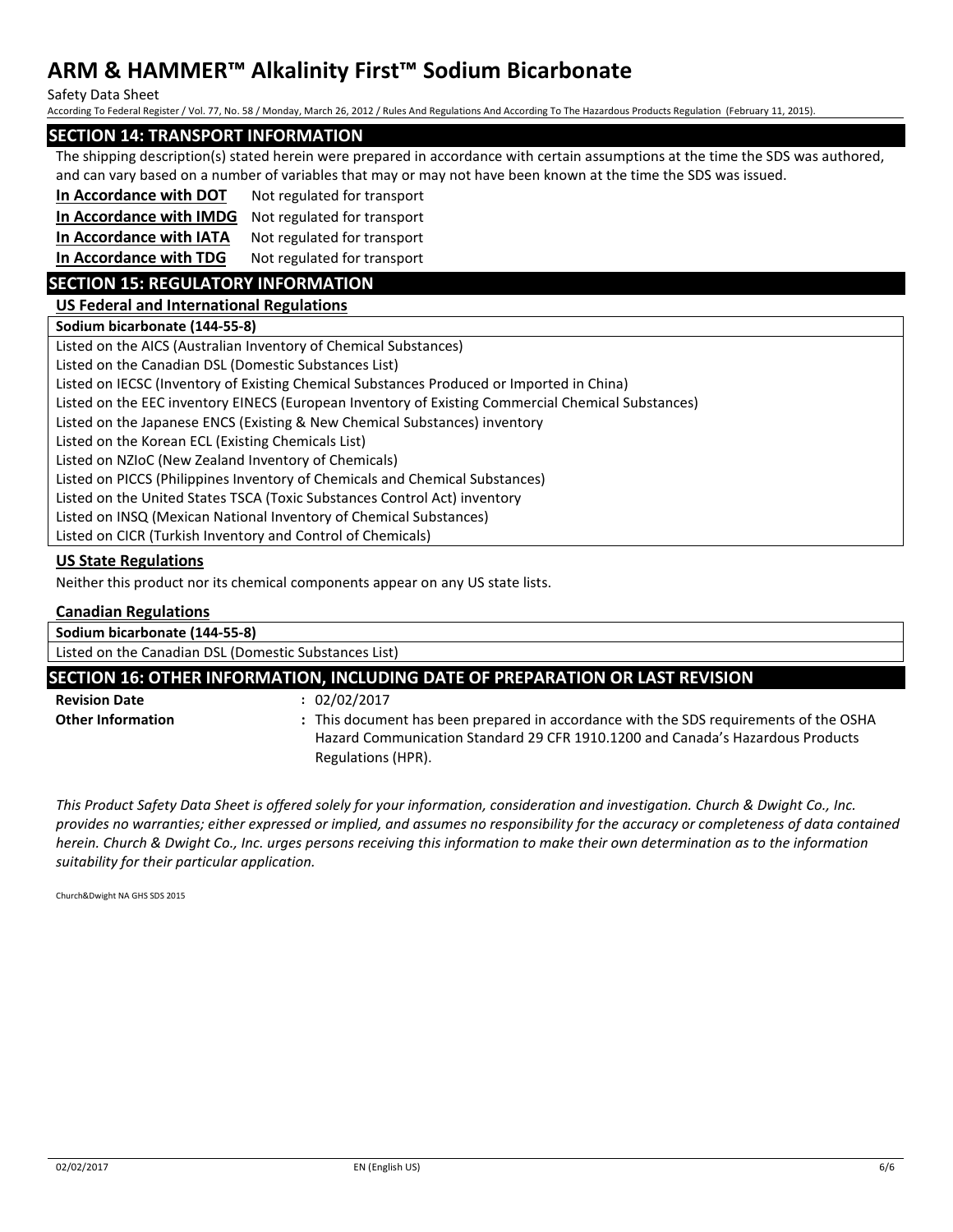## SECTION 14: TRANSPORT INFORMATION

The shipping description(s) stated herein were prepared in accordance with certain assumptions at the time the SDS was authored, and can vary based on a number of variables that may or may not have been known at the time the SDS was issued.

| | |
|---|---|
| **In Accordance with DOT** | Not regulated for transport |
| **In Accordance with IMDG** | Not regulated for transport |
| **In Accordance with IATA** | Not regulated for transport |
| **In Accordance with TDG** | Not regulated for transport |

## SECTION 15: REGULATORY INFORMATION

### US Federal and International Regulations

| **Sodium bicarbonate (144-55-8)** |
|---|
| Listed on the AICS (Australian Inventory of Chemical Substances) |
| Listed on the Canadian DSL (Domestic Substances List) |
| Listed on IECSC (Inventory of Existing Chemical Substances Produced or Imported in China) |
| Listed on the EEC inventory EINECS (European Inventory of Existing Commercial Chemical Substances) |
| Listed on the Japanese ENCS (Existing & New Chemical Substances) inventory |
| Listed on the Korean ECL (Existing Chemicals List) |
| Listed on NZIoC (New Zealand Inventory of Chemicals) |
| Listed on PICCS (Philippines Inventory of Chemicals and Chemical Substances) |
| Listed on the United States TSCA (Toxic Substances Control Act) inventory |
| Listed on INSQ (Mexican National Inventory of Chemical Substances) |
| Listed on CICR (Turkish Inventory and Control of Chemicals) |

### US State Regulations

Neither this product nor its chemical components appear on any US state lists.

### Canadian Regulations

| **Sodium bicarbonate (144-55-8)** |
|---|
| Listed on the Canadian DSL (Domestic Substances List) |

## SECTION 16: OTHER INFORMATION, INCLUDING DATE OF PREPARATION OR LAST REVISION

| | |
|---|---|
| **Revision Date** | : 02/02/2017 |
| **Other Information** | : This document has been prepared in accordance with the SDS requirements of the OSHA Hazard Communication Standard 29 CFR 1910.1200 and Canada's Hazardous Products Regulations (HPR). |

*This Product Safety Data Sheet is offered solely for your information, consideration and investigation. Church & Dwight Co., Inc. provides no warranties; either expressed or implied, and assumes no responsibility for the accuracy or completeness of data contained herein. Church & Dwight Co., Inc. urges persons receiving this information to make their own determination as to the information suitability for their particular application.*

Church&Dwight NA GHS SDS 2015